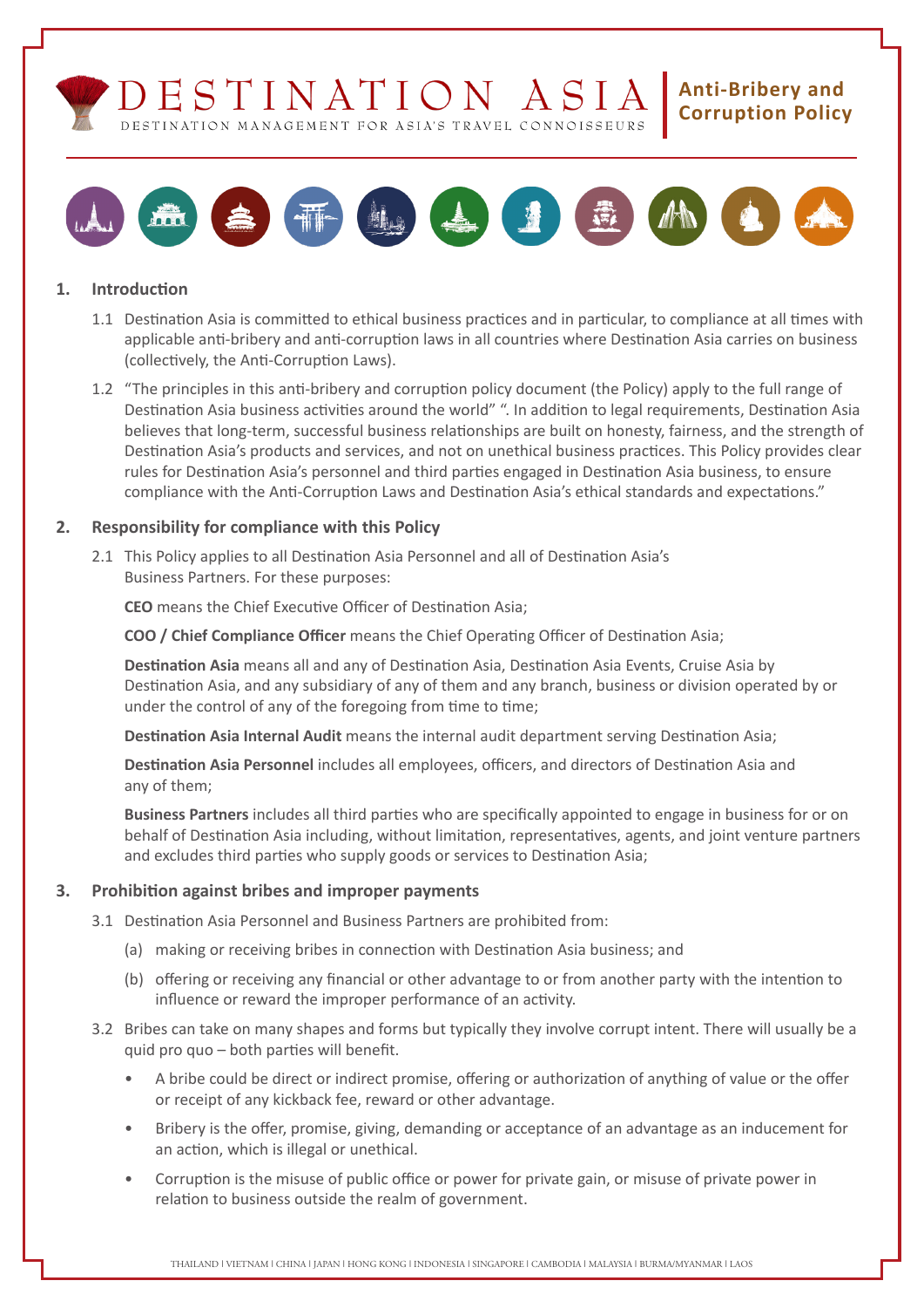DESTINATION ASIA

DESTINATION MANAGEMENT FOR ASIA'S TRAVEL CONNOISSEURS

**Anti-Bribery and Corruption Policy**

## 1. Introduction

1.1 Destination Asia is committed to ethical business practices and in particular, to compliance at all times with applicable anti-bribery and anti-corruption laws in all countries where Destination Asia carries on business (collectively, the Anti-Corruption Laws).

1.2 "The principles in this anti-bribery and corruption policy document (the Policy) apply to the full range of Destination Asia business activities around the world" ". In addition to legal requirements, Destination Asia believes that long-term, successful business relationships are built on honesty, fairness, and the strength of Destination Asia's products and services, and not on unethical business practices. This Policy provides clear rules for Destination Asia's personnel and third parties engaged in Destination Asia business, to ensure compliance with the Anti-Corruption Laws and Destination Asia's ethical standards and expectations."

## 2. Responsibility for compliance with this Policy

2.1 This Policy applies to all Destination Asia Personnel and all of Destination Asia's Business Partners. For these purposes:

**CEO** means the Chief Executive Officer of Destination Asia;

**COO / Chief Compliance Officer** means the Chief Operating Officer of Destination Asia;

**Destination Asia** means all and any of Destination Asia, Destination Asia Events, Cruise Asia by Destination Asia, and any subsidiary of any of them and any branch, business or division operated by or under the control of any of the foregoing from time to time;

**Destination Asia Internal Audit** means the internal audit department serving Destination Asia;

**Destination Asia Personnel** includes all employees, officers, and directors of Destination Asia and any of them;

**Business Partners** includes all third parties who are specifically appointed to engage in business for or on behalf of Destination Asia including, without limitation, representatives, agents, and joint venture partners and excludes third parties who supply goods or services to Destination Asia;

## 3. Prohibition against bribes and improper payments

3.1 Destination Asia Personnel and Business Partners are prohibited from:

(a) making or receiving bribes in connection with Destination Asia business; and

(b) offering or receiving any financial or other advantage to or from another party with the intention to influence or reward the improper performance of an activity.

3.2 Bribes can take on many shapes and forms but typically they involve corrupt intent. There will usually be a quid pro quo – both parties will benefit.

- A bribe could be direct or indirect promise, offering or authorization of anything of value or the offer or receipt of any kickback fee, reward or other advantage.
- Bribery is the offer, promise, giving, demanding or acceptance of an advantage as an inducement for an action, which is illegal or unethical.
- Corruption is the misuse of public office or power for private gain, or misuse of private power in relation to business outside the realm of government.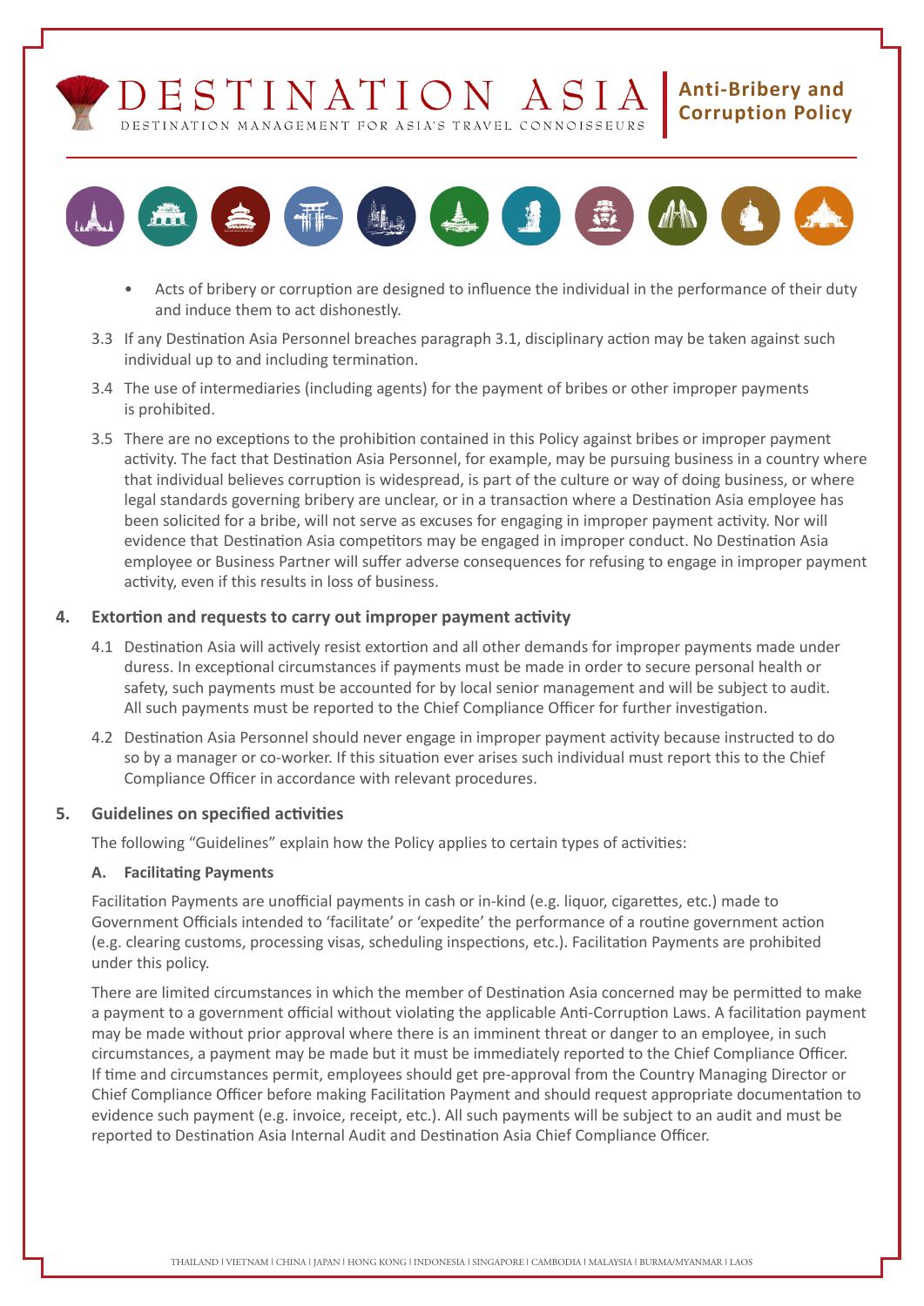- Acts of bribery or corruption are designed to influence the individual in the performance of their duty and induce them to act dishonestly.

3.3 If any Destination Asia Personnel breaches paragraph 3.1, disciplinary action may be taken against such individual up to and including termination.

3.4 The use of intermediaries (including agents) for the payment of bribes or other improper payments is prohibited.

3.5 There are no exceptions to the prohibition contained in this Policy against bribes or improper payment activity. The fact that Destination Asia Personnel, for example, may be pursuing business in a country where that individual believes corruption is widespread, is part of the culture or way of doing business, or where legal standards governing bribery are unclear, or in a transaction where a Destination Asia employee has been solicited for a bribe, will not serve as excuses for engaging in improper payment activity. Nor will evidence that Destination Asia competitors may be engaged in improper conduct. No Destination Asia employee or Business Partner will suffer adverse consequences for refusing to engage in improper payment activity, even if this results in loss of business.

## 4. Extortion and requests to carry out improper payment activity

4.1 Destination Asia will actively resist extortion and all other demands for improper payments made under duress. In exceptional circumstances if payments must be made in order to secure personal health or safety, such payments must be accounted for by local senior management and will be subject to audit. All such payments must be reported to the Chief Compliance Officer for further investigation.

4.2 Destination Asia Personnel should never engage in improper payment activity because instructed to do so by a manager or co-worker. If this situation ever arises such individual must report this to the Chief Compliance Officer in accordance with relevant procedures.

## 5. Guidelines on specified activities

The following "Guidelines" explain how the Policy applies to certain types of activities:

### A. Facilitating Payments

Facilitation Payments are unofficial payments in cash or in-kind (e.g. liquor, cigarettes, etc.) made to Government Officials intended to 'facilitate' or 'expedite' the performance of a routine government action (e.g. clearing customs, processing visas, scheduling inspections, etc.). Facilitation Payments are prohibited under this policy.

There are limited circumstances in which the member of Destination Asia concerned may be permitted to make a payment to a government official without violating the applicable Anti-Corruption Laws. A facilitation payment may be made without prior approval where there is an imminent threat or danger to an employee, in such circumstances, a payment may be made but it must be immediately reported to the Chief Compliance Officer. If time and circumstances permit, employees should get pre-approval from the Country Managing Director or Chief Compliance Officer before making Facilitation Payment and should request appropriate documentation to evidence such payment (e.g. invoice, receipt, etc.). All such payments will be subject to an audit and must be reported to Destination Asia Internal Audit and Destination Asia Chief Compliance Officer.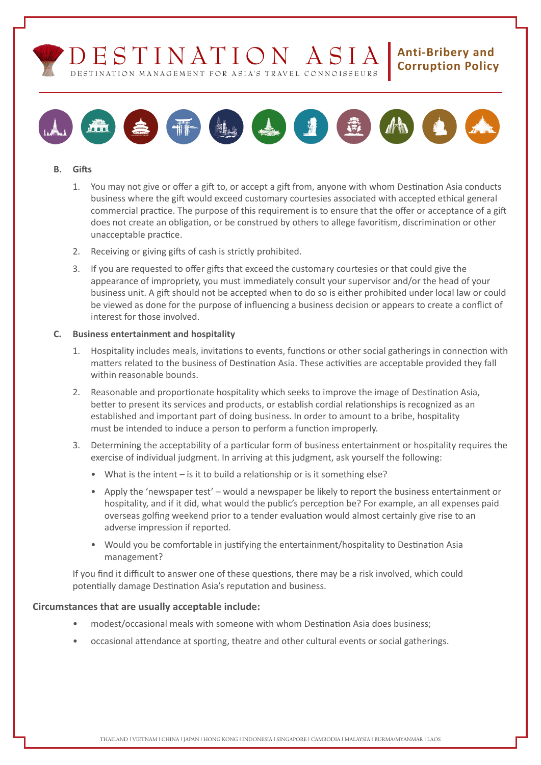### B. Gifts

1. You may not give or offer a gift to, or accept a gift from, anyone with whom Destination Asia conducts business where the gift would exceed customary courtesies associated with accepted ethical general commercial practice. The purpose of this requirement is to ensure that the offer or acceptance of a gift does not create an obligation, or be construed by others to allege favoritism, discrimination or other unacceptable practice.
2. Receiving or giving gifts of cash is strictly prohibited.
3. If you are requested to offer gifts that exceed the customary courtesies or that could give the appearance of impropriety, you must immediately consult your supervisor and/or the head of your business unit. A gift should not be accepted when to do so is either prohibited under local law or could be viewed as done for the purpose of influencing a business decision or appears to create a conflict of interest for those involved.

### C. Business entertainment and hospitality

1. Hospitality includes meals, invitations to events, functions or other social gatherings in connection with matters related to the business of Destination Asia. These activities are acceptable provided they fall within reasonable bounds.
2. Reasonable and proportionate hospitality which seeks to improve the image of Destination Asia, better to present its services and products, or establish cordial relationships is recognized as an established and important part of doing business. In order to amount to a bribe, hospitality must be intended to induce a person to perform a function improperly.
3. Determining the acceptability of a particular form of business entertainment or hospitality requires the exercise of individual judgment. In arriving at this judgment, ask yourself the following:
   - What is the intent – is it to build a relationship or is it something else?
   - Apply the 'newspaper test' – would a newspaper be likely to report the business entertainment or hospitality, and if it did, what would the public's perception be? For example, an all expenses paid overseas golfing weekend prior to a tender evaluation would almost certainly give rise to an adverse impression if reported.
   - Would you be comfortable in justifying the entertainment/hospitality to Destination Asia management?

If you find it difficult to answer one of these questions, there may be a risk involved, which could potentially damage Destination Asia's reputation and business.

**Circumstances that are usually acceptable include:**

- modest/occasional meals with someone with whom Destination Asia does business;
- occasional attendance at sporting, theatre and other cultural events or social gatherings.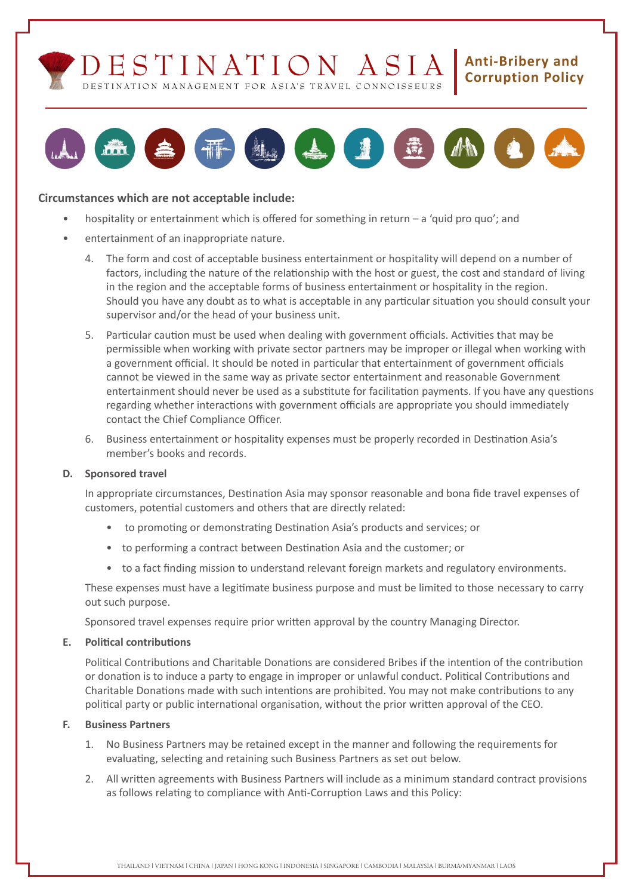**Circumstances which are not acceptable include:**

- hospitality or entertainment which is offered for something in return – a 'quid pro quo'; and
- entertainment of an inappropriate nature.

4. The form and cost of acceptable business entertainment or hospitality will depend on a number of factors, including the nature of the relationship with the host or guest, the cost and standard of living in the region and the acceptable forms of business entertainment or hospitality in the region. Should you have any doubt as to what is acceptable in any particular situation you should consult your supervisor and/or the head of your business unit.

5. Particular caution must be used when dealing with government officials. Activities that may be permissible when working with private sector partners may be improper or illegal when working with a government official. It should be noted in particular that entertainment of government officials cannot be viewed in the same way as private sector entertainment and reasonable Government entertainment should never be used as a substitute for facilitation payments. If you have any questions regarding whether interactions with government officials are appropriate you should immediately contact the Chief Compliance Officer.

6. Business entertainment or hospitality expenses must be properly recorded in Destination Asia's member's books and records.

**D. Sponsored travel**

In appropriate circumstances, Destination Asia may sponsor reasonable and bona fide travel expenses of customers, potential customers and others that are directly related:

- to promoting or demonstrating Destination Asia's products and services; or
- to performing a contract between Destination Asia and the customer; or
- to a fact finding mission to understand relevant foreign markets and regulatory environments.

These expenses must have a legitimate business purpose and must be limited to those necessary to carry out such purpose.

Sponsored travel expenses require prior written approval by the country Managing Director.

**E. Political contributions**

Political Contributions and Charitable Donations are considered Bribes if the intention of the contribution or donation is to induce a party to engage in improper or unlawful conduct. Political Contributions and Charitable Donations made with such intentions are prohibited. You may not make contributions to any political party or public international organisation, without the prior written approval of the CEO.

**F. Business Partners**

1. No Business Partners may be retained except in the manner and following the requirements for evaluating, selecting and retaining such Business Partners as set out below.

2. All written agreements with Business Partners will include as a minimum standard contract provisions as follows relating to compliance with Anti-Corruption Laws and this Policy: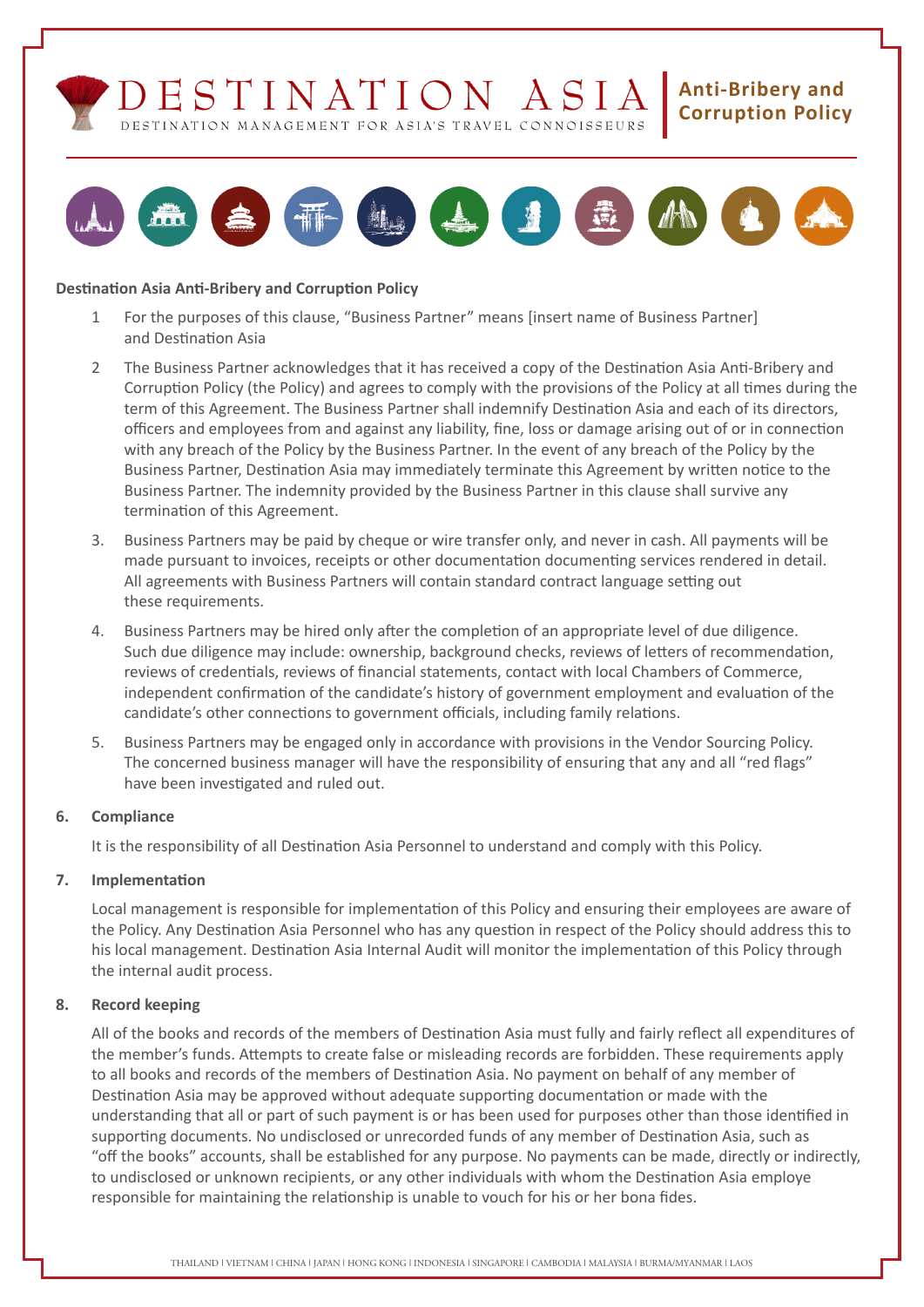**Destination Asia Anti-Bribery and Corruption Policy**

1. For the purposes of this clause, “Business Partner” means [insert name of Business Partner] and Destination Asia

2. The Business Partner acknowledges that it has received a copy of the Destination Asia Anti-Bribery and Corruption Policy (the Policy) and agrees to comply with the provisions of the Policy at all times during the term of this Agreement. The Business Partner shall indemnify Destination Asia and each of its directors, officers and employees from and against any liability, fine, loss or damage arising out of or in connection with any breach of the Policy by the Business Partner. In the event of any breach of the Policy by the Business Partner, Destination Asia may immediately terminate this Agreement by written notice to the Business Partner. The indemnity provided by the Business Partner in this clause shall survive any termination of this Agreement.

3. Business Partners may be paid by cheque or wire transfer only, and never in cash. All payments will be made pursuant to invoices, receipts or other documentation documenting services rendered in detail. All agreements with Business Partners will contain standard contract language setting out these requirements.

4. Business Partners may be hired only after the completion of an appropriate level of due diligence. Such due diligence may include: ownership, background checks, reviews of letters of recommendation, reviews of credentials, reviews of financial statements, contact with local Chambers of Commerce, independent confirmation of the candidate’s history of government employment and evaluation of the candidate’s other connections to government officials, including family relations.

5. Business Partners may be engaged only in accordance with provisions in the Vendor Sourcing Policy. The concerned business manager will have the responsibility of ensuring that any and all “red flags” have been investigated and ruled out.

**6. Compliance**

It is the responsibility of all Destination Asia Personnel to understand and comply with this Policy.

**7. Implementation**

Local management is responsible for implementation of this Policy and ensuring their employees are aware of the Policy. Any Destination Asia Personnel who has any question in respect of the Policy should address this to his local management. Destination Asia Internal Audit will monitor the implementation of this Policy through the internal audit process.

**8. Record keeping**

All of the books and records of the members of Destination Asia must fully and fairly reflect all expenditures of the member’s funds. Attempts to create false or misleading records are forbidden. These requirements apply to all books and records of the members of Destination Asia. No payment on behalf of any member of Destination Asia may be approved without adequate supporting documentation or made with the understanding that all or part of such payment is or has been used for purposes other than those identified in supporting documents. No undisclosed or unrecorded funds of any member of Destination Asia, such as “off the books” accounts, shall be established for any purpose. No payments can be made, directly or indirectly, to undisclosed or unknown recipients, or any other individuals with whom the Destination Asia employe responsible for maintaining the relationship is unable to vouch for his or her bona fides.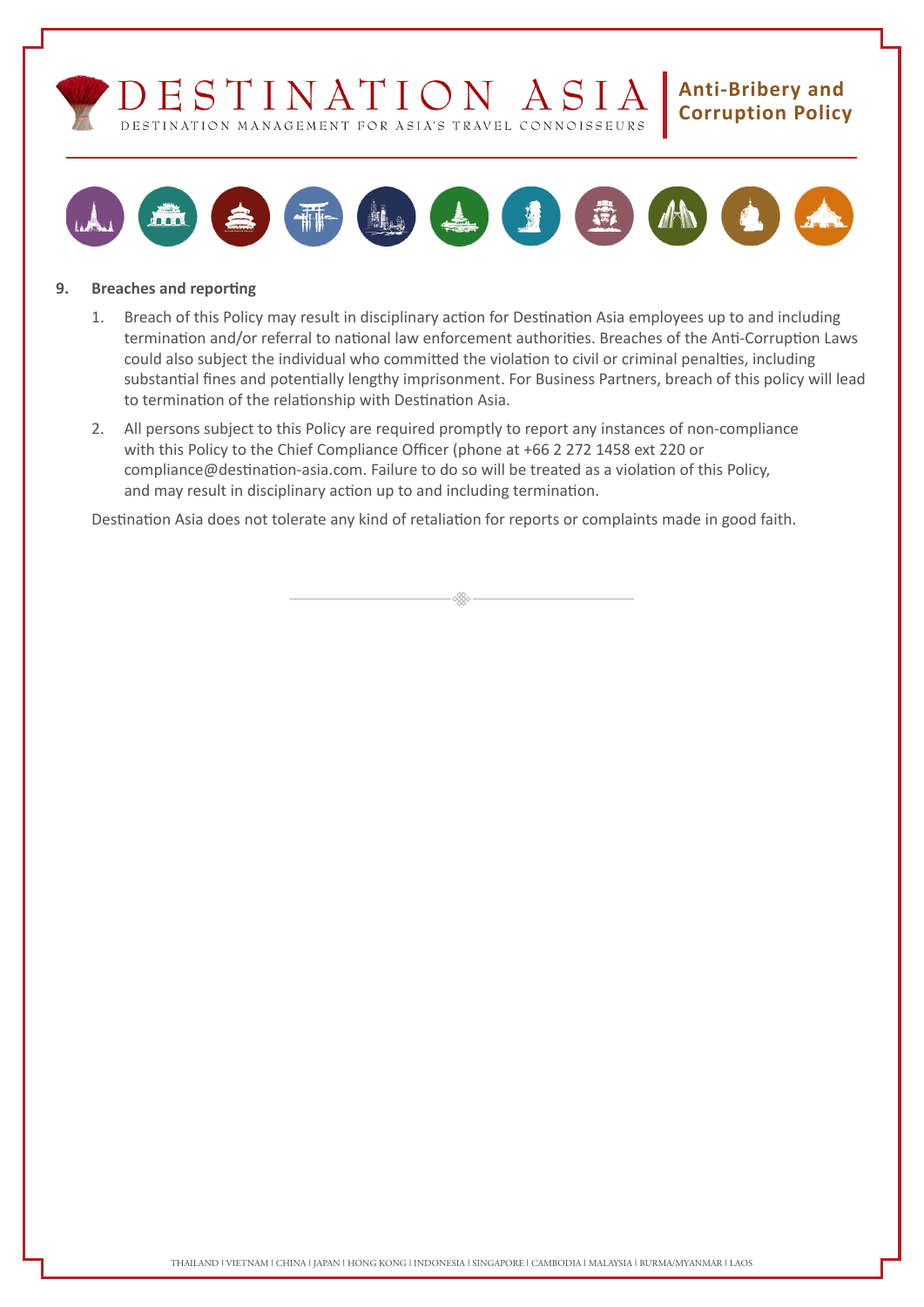## 9. Breaches and reporting

1. Breach of this Policy may result in disciplinary action for Destination Asia employees up to and including termination and/or referral to national law enforcement authorities. Breaches of the Anti-Corruption Laws could also subject the individual who committed the violation to civil or criminal penalties, including substantial fines and potentially lengthy imprisonment. For Business Partners, breach of this policy will lead to termination of the relationship with Destination Asia.
2. All persons subject to this Policy are required promptly to report any instances of non-compliance with this Policy to the Chief Compliance Officer (phone at +66 2 272 1458 ext 220 or compliance@destination-asia.com. Failure to do so will be treated as a violation of this Policy, and may result in disciplinary action up to and including termination.

Destination Asia does not tolerate any kind of retaliation for reports or complaints made in good faith.